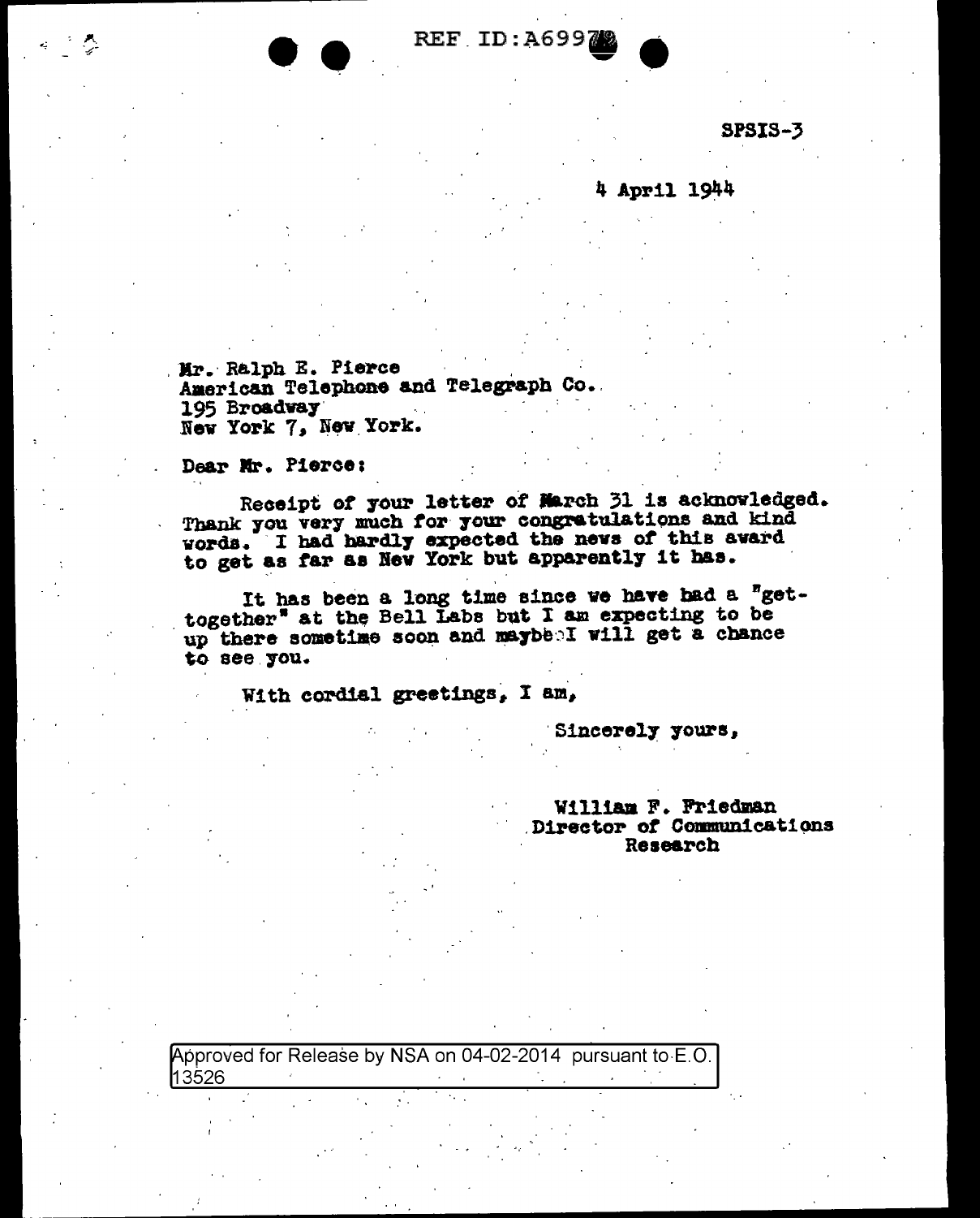REF ID:A69978

SPSIS-3

4 April 1944

Mr. Ralph E. Pierce
American Telephone and Telegraph Co.
195 Broadway
New York 7, New York.

Dear Mr. Pierce:

Receipt of your letter of March 31 is acknowledged. Thank you very much for your congratulations and kind words. I had hardly expected the news of this award to get as far as New York but apparently it has.

It has been a long time since we have had a "get-together" at the Bell Labs but I am expecting to be up there sometime soon and maybe I will get a chance to see you.

With cordial greetings, I am,

Sincerely yours,

William F. Friedman
Director of Communications
Research

Approved for Release by NSA on 04-02-2014 pursuant to E.O. 13526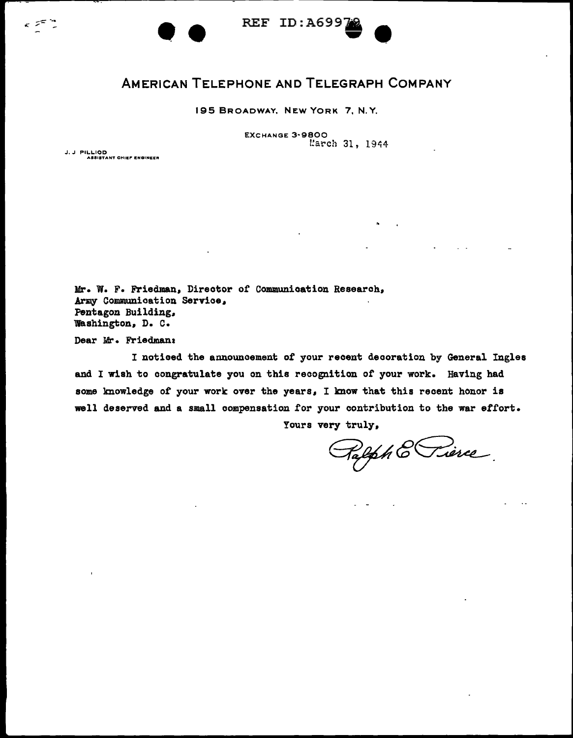REF ID:A69979

# AMERICAN TELEPHONE AND TELEGRAPH COMPANY

195 BROADWAY, NEW YORK 7, N.Y.

EXCHANGE 3-9800

J. J. PILLIOD
ASSISTANT CHIEF ENGINEER

March 31, 1944

Mr. W. F. Friedman, Director of Communication Research,
Army Communication Service,
Pentagon Building,
Washington, D. C.

Dear Mr. Friedman:

I noticed the announcement of your recent decoration by General Ingles and I wish to congratulate you on this recognition of your work. Having had some knowledge of your work over the years, I know that this recent honor is well deserved and a small compensation for your contribution to the war effort.

Yours very truly,

Ralph E. Pierce